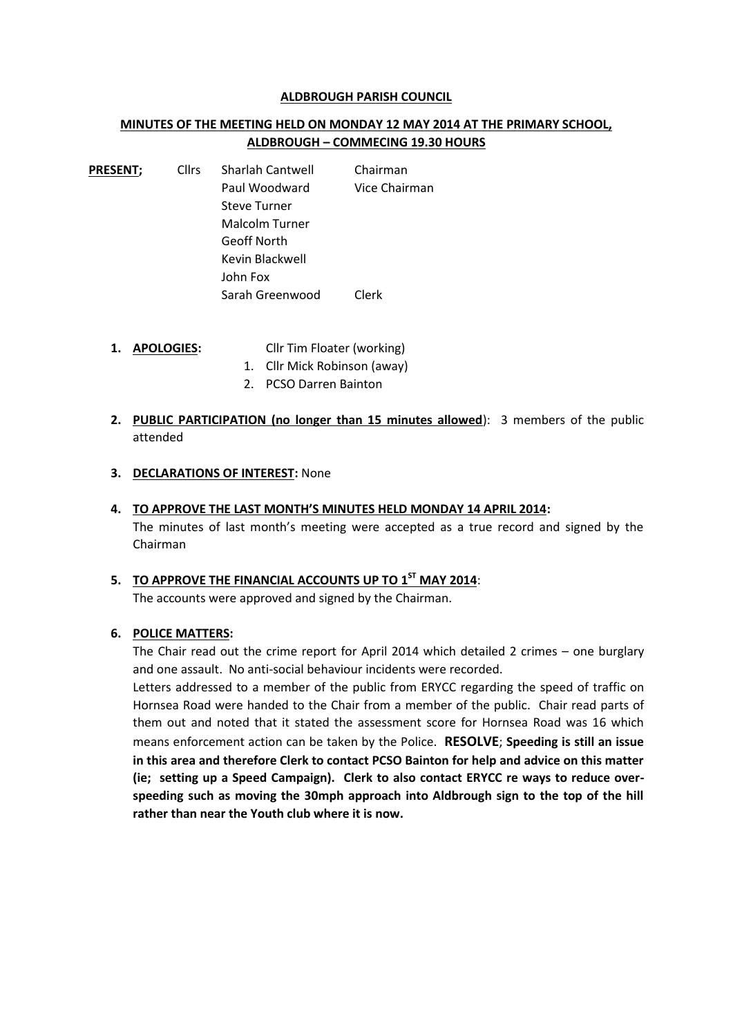**ALDBROUGH PARISH COUNCIL**

**MINUTES OF THE MEETING HELD ON MONDAY 12 MAY 2014 AT THE PRIMARY SCHOOL, ALDBROUGH – COMMECING 19.30 HOURS**

**PRESENT;** Cllrs

| | |
|---|---|
| Sharlah Cantwell | Chairman |
| Paul Woodward | Vice Chairman |
| Steve Turner | |
| Malcolm Turner | |
| Geoff North | |
| Kevin Blackwell | |
| John Fox | |
| Sarah Greenwood | Clerk |

1. **APOLOGIES:** Cllr Tim Floater (working)
   1. Cllr Mick Robinson (away)
   2. PCSO Darren Bainton

2. **PUBLIC PARTICIPATION (no longer than 15 minutes allowed**): 3 members of the public attended

3. **DECLARATIONS OF INTEREST:** None

4. **TO APPROVE THE LAST MONTH'S MINUTES HELD MONDAY 14 APRIL 2014:**
   The minutes of last month's meeting were accepted as a true record and signed by the Chairman

5. **TO APPROVE THE FINANCIAL ACCOUNTS UP TO 1ST MAY 2014**:
   The accounts were approved and signed by the Chairman.

6. **POLICE MATTERS:**
   The Chair read out the crime report for April 2014 which detailed 2 crimes – one burglary and one assault. No anti-social behaviour incidents were recorded.
   Letters addressed to a member of the public from ERYCC regarding the speed of traffic on Hornsea Road were handed to the Chair from a member of the public. Chair read parts of them out and noted that it stated the assessment score for Hornsea Road was 16 which means enforcement action can be taken by the Police. **RESOLVE**; **Speeding is still an issue in this area and therefore Clerk to contact PCSO Bainton for help and advice on this matter (ie; setting up a Speed Campaign). Clerk to also contact ERYCC re ways to reduce over-speeding such as moving the 30mph approach into Aldbrough sign to the top of the hill rather than near the Youth club where it is now.**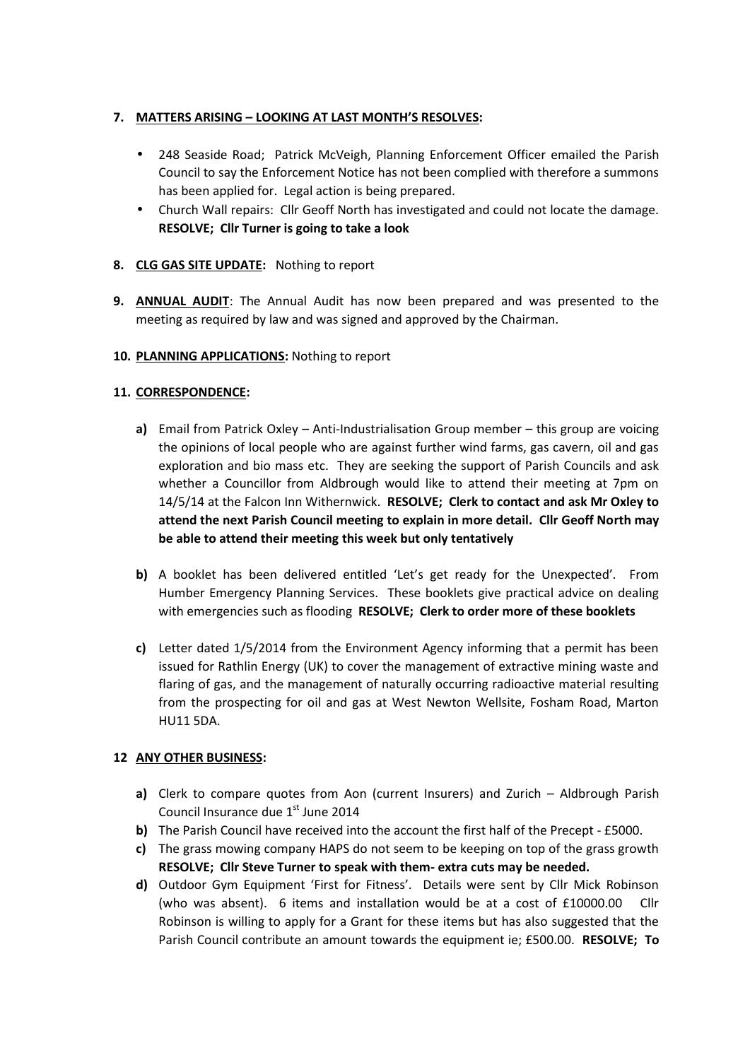7. **MATTERS ARISING – LOOKING AT LAST MONTH'S RESOLVES:**

   - 248 Seaside Road; Patrick McVeigh, Planning Enforcement Officer emailed the Parish Council to say the Enforcement Notice has not been complied with therefore a summons has been applied for. Legal action is being prepared.
   - Church Wall repairs: Cllr Geoff North has investigated and could not locate the damage. **RESOLVE; Cllr Turner is going to take a look**

8. **CLG GAS SITE UPDATE:** Nothing to report

9. **ANNUAL AUDIT**: The Annual Audit has now been prepared and was presented to the meeting as required by law and was signed and approved by the Chairman.

10. **PLANNING APPLICATIONS:** Nothing to report

11. **CORRESPONDENCE:**

    **a)** Email from Patrick Oxley – Anti-Industrialisation Group member – this group are voicing the opinions of local people who are against further wind farms, gas cavern, oil and gas exploration and bio mass etc. They are seeking the support of Parish Councils and ask whether a Councillor from Aldbrough would like to attend their meeting at 7pm on 14/5/14 at the Falcon Inn Withernwick. **RESOLVE; Clerk to contact and ask Mr Oxley to attend the next Parish Council meeting to explain in more detail. Cllr Geoff North may be able to attend their meeting this week but only tentatively**

    **b)** A booklet has been delivered entitled 'Let's get ready for the Unexpected'. From Humber Emergency Planning Services. These booklets give practical advice on dealing with emergencies such as flooding **RESOLVE; Clerk to order more of these booklets**

    **c)** Letter dated 1/5/2014 from the Environment Agency informing that a permit has been issued for Rathlin Energy (UK) to cover the management of extractive mining waste and flaring of gas, and the management of naturally occurring radioactive material resulting from the prospecting for oil and gas at West Newton Wellsite, Fosham Road, Marton HU11 5DA.

12 **ANY OTHER BUSINESS:**

   **a)** Clerk to compare quotes from Aon (current Insurers) and Zurich – Aldbrough Parish Council Insurance due 1st June 2014

   **b)** The Parish Council have received into the account the first half of the Precept - £5000.

   **c)** The grass mowing company HAPS do not seem to be keeping on top of the grass growth **RESOLVE; Cllr Steve Turner to speak with them- extra cuts may be needed.**

   **d)** Outdoor Gym Equipment 'First for Fitness'. Details were sent by Cllr Mick Robinson (who was absent). 6 items and installation would be at a cost of £10000.00 Cllr Robinson is willing to apply for a Grant for these items but has also suggested that the Parish Council contribute an amount towards the equipment ie; £500.00. **RESOLVE; To**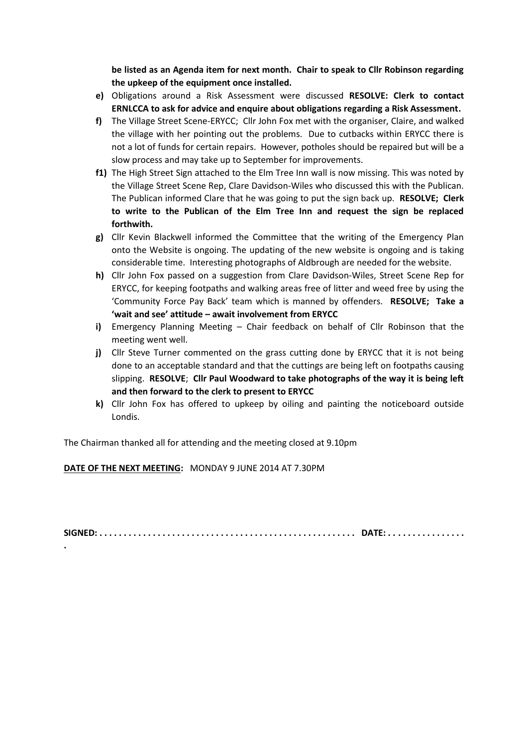**be listed as an Agenda item for next month. Chair to speak to Cllr Robinson regarding the upkeep of the equipment once installed.**

- **e)** Obligations around a Risk Assessment were discussed **RESOLVE: Clerk to contact ERNLCCA to ask for advice and enquire about obligations regarding a Risk Assessment.**
- **f)** The Village Street Scene-ERYCC; Cllr John Fox met with the organiser, Claire, and walked the village with her pointing out the problems. Due to cutbacks within ERYCC there is not a lot of funds for certain repairs. However, potholes should be repaired but will be a slow process and may take up to September for improvements.
- **f1)** The High Street Sign attached to the Elm Tree Inn wall is now missing. This was noted by the Village Street Scene Rep, Clare Davidson-Wiles who discussed this with the Publican. The Publican informed Clare that he was going to put the sign back up. **RESOLVE; Clerk to write to the Publican of the Elm Tree Inn and request the sign be replaced forthwith.**
- **g)** Cllr Kevin Blackwell informed the Committee that the writing of the Emergency Plan onto the Website is ongoing. The updating of the new website is ongoing and is taking considerable time. Interesting photographs of Aldbrough are needed for the website.
- **h)** Cllr John Fox passed on a suggestion from Clare Davidson-Wiles, Street Scene Rep for ERYCC, for keeping footpaths and walking areas free of litter and weed free by using the 'Community Force Pay Back' team which is manned by offenders. **RESOLVE; Take a 'wait and see' attitude – await involvement from ERYCC**
- **i)** Emergency Planning Meeting – Chair feedback on behalf of Cllr Robinson that the meeting went well.
- **j)** Cllr Steve Turner commented on the grass cutting done by ERYCC that it is not being done to an acceptable standard and that the cuttings are being left on footpaths causing slipping. **RESOLVE**; **Cllr Paul Woodward to take photographs of the way it is being left and then forward to the clerk to present to ERYCC**
- **k)** Cllr John Fox has offered to upkeep by oiling and painting the noticeboard outside Londis.

The Chairman thanked all for attending and the meeting closed at 9.10pm

**<u>DATE OF THE NEXT MEETING</u>:** MONDAY 9 JUNE 2014 AT 7.30PM

**SIGNED: . . . . . . . . . . . . . . . . . . . . . . . . . . . . . . . . . . . . . . . . . . . . . . . . . . . . DATE: . . . . . . . . . . . . . . . . .**